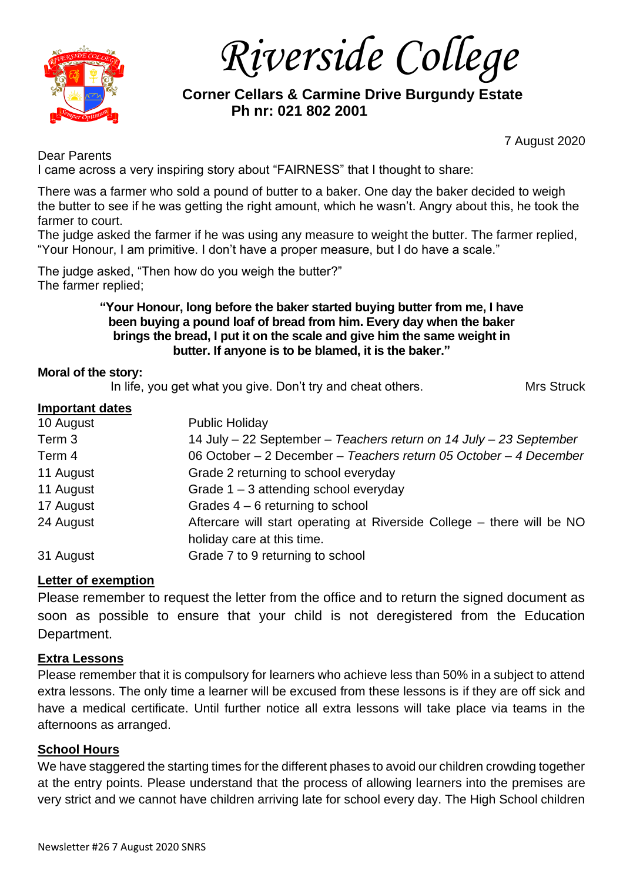# Riverside College

**Corner Cellars & Carmine Drive Burgundy Estate**
**Ph nr: 021 802 2001**

7 August 2020

Dear Parents
I came across a very inspiring story about "FAIRNESS" that I thought to share:

There was a farmer who sold a pound of butter to a baker. One day the baker decided to weigh the butter to see if he was getting the right amount, which he wasn't. Angry about this, he took the farmer to court.
The judge asked the farmer if he was using any measure to weight the butter. The farmer replied, "Your Honour, I am primitive. I don't have a proper measure, but I do have a scale."

The judge asked, "Then how do you weigh the butter?"
The farmer replied;

**"Your Honour, long before the baker started buying butter from me, I have been buying a pound loaf of bread from him. Every day when the baker brings the bread, I put it on the scale and give him the same weight in butter. If anyone is to be blamed, it is the baker."**

**Moral of the story:**
In life, you get what you give. Don't try and cheat others. Mrs Struck

## Important dates

| | |
|---|---|
| 10 August | Public Holiday |
| Term 3 | 14 July – 22 September – *Teachers return on 14 July – 23 September* |
| Term 4 | 06 October – 2 December – *Teachers return 05 October – 4 December* |
| 11 August | Grade 2 returning to school everyday |
| 11 August | Grade 1 – 3 attending school everyday |
| 17 August | Grades 4 – 6 returning to school |
| 24 August | Aftercare will start operating at Riverside College – there will be NO holiday care at this time. |
| 31 August | Grade 7 to 9 returning to school |

## Letter of exemption

Please remember to request the letter from the office and to return the signed document as soon as possible to ensure that your child is not deregistered from the Education Department.

## Extra Lessons

Please remember that it is compulsory for learners who achieve less than 50% in a subject to attend extra lessons. The only time a learner will be excused from these lessons is if they are off sick and have a medical certificate. Until further notice all extra lessons will take place via teams in the afternoons as arranged.

## School Hours

We have staggered the starting times for the different phases to avoid our children crowding together at the entry points. Please understand that the process of allowing learners into the premises are very strict and we cannot have children arriving late for school every day. The High School children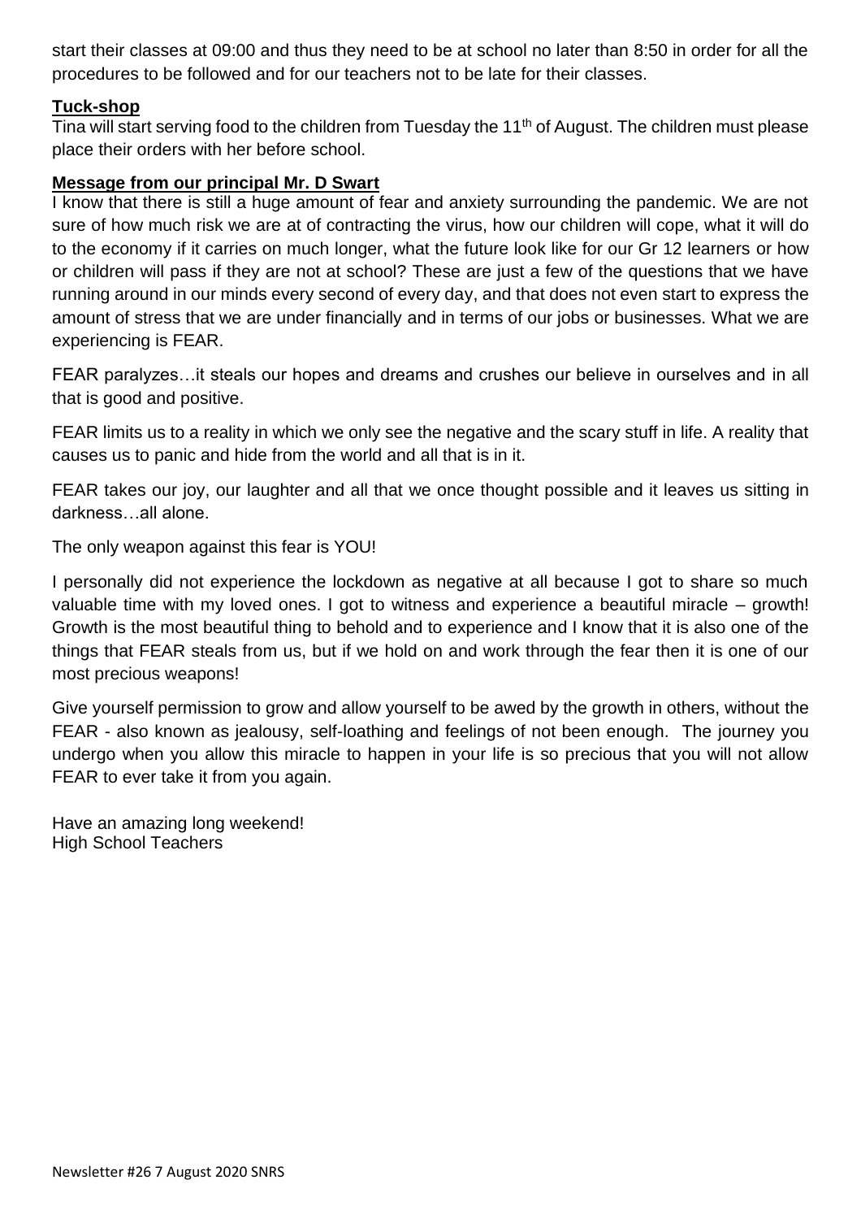start their classes at 09:00 and thus they need to be at school no later than 8:50 in order for all the procedures to be followed and for our teachers not to be late for their classes.

**Tuck-shop**

Tina will start serving food to the children from Tuesday the 11th of August. The children must please place their orders with her before school.

**Message from our principal Mr. D Swart**

I know that there is still a huge amount of fear and anxiety surrounding the pandemic. We are not sure of how much risk we are at of contracting the virus, how our children will cope, what it will do to the economy if it carries on much longer, what the future look like for our Gr 12 learners or how or children will pass if they are not at school? These are just a few of the questions that we have running around in our minds every second of every day, and that does not even start to express the amount of stress that we are under financially and in terms of our jobs or businesses. What we are experiencing is FEAR.

FEAR paralyzes…it steals our hopes and dreams and crushes our believe in ourselves and in all that is good and positive.

FEAR limits us to a reality in which we only see the negative and the scary stuff in life. A reality that causes us to panic and hide from the world and all that is in it.

FEAR takes our joy, our laughter and all that we once thought possible and it leaves us sitting in darkness…all alone.

The only weapon against this fear is YOU!

I personally did not experience the lockdown as negative at all because I got to share so much valuable time with my loved ones. I got to witness and experience a beautiful miracle – growth! Growth is the most beautiful thing to behold and to experience and I know that it is also one of the things that FEAR steals from us, but if we hold on and work through the fear then it is one of our most precious weapons!

Give yourself permission to grow and allow yourself to be awed by the growth in others, without the FEAR - also known as jealousy, self-loathing and feelings of not been enough. The journey you undergo when you allow this miracle to happen in your life is so precious that you will not allow FEAR to ever take it from you again.

Have an amazing long weekend!
High School Teachers

Newsletter #26 7 August 2020 SNRS